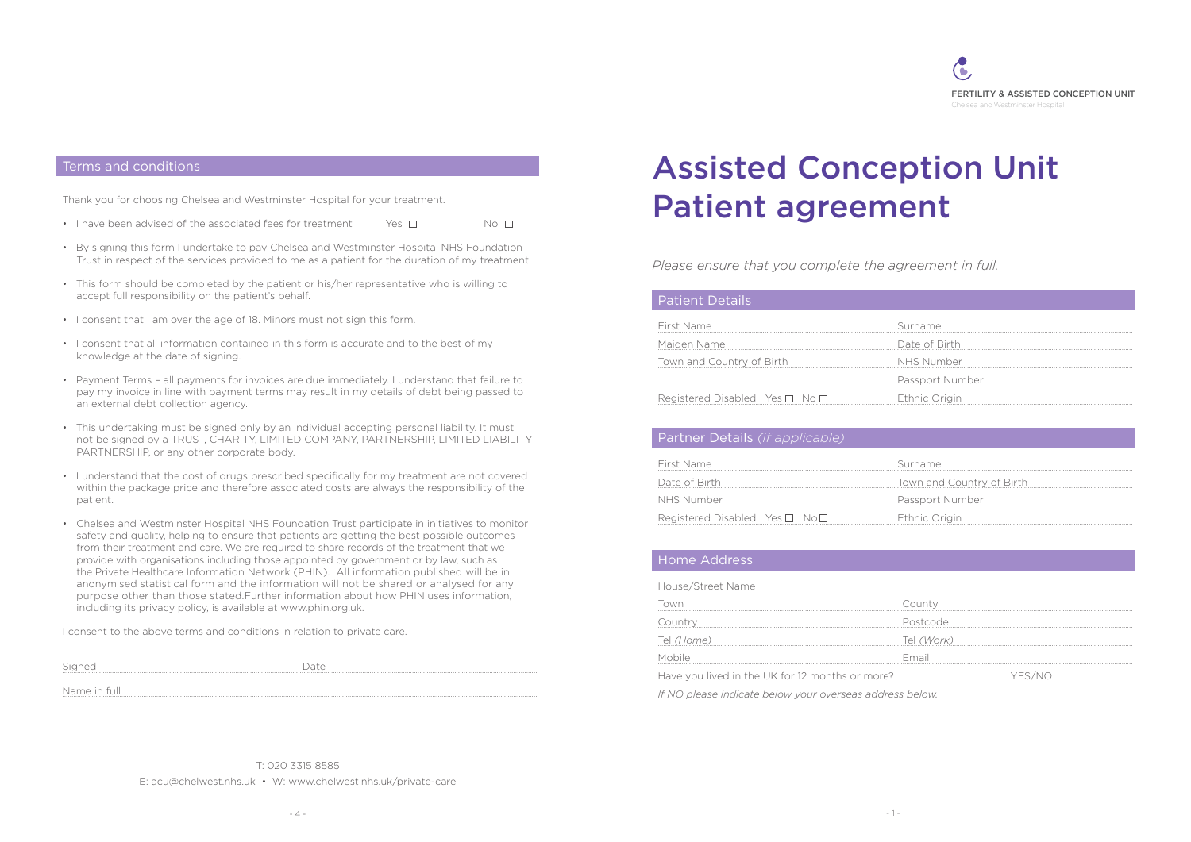## Terms and conditions

Thank you for choosing Chelsea and Westminster Hospital for your treatment.

- I have been advised of the associated fees for treatment Yes ☐ No ☐
- By signing this form I undertake to pay Chelsea and Westminster Hospital NHS Foundation Trust in respect of the services provided to me as a patient for the duration of my treatment.
- This form should be completed by the patient or his/her representative who is willing to accept full responsibility on the patient's behalf.
- I consent that I am over the age of 18. Minors must not sign this form.
- I consent that all information contained in this form is accurate and to the best of my knowledge at the date of signing.
- Payment Terms – all payments for invoices are due immediately. I understand that failure to pay my invoice in line with payment terms may result in my details of debt being passed to an external debt collection agency.
- This undertaking must be signed only by an individual accepting personal liability. It must not be signed by a TRUST, CHARITY, LIMITED COMPANY, PARTNERSHIP, LIMITED LIABILITY PARTNERSHIP, or any other corporate body.
- I understand that the cost of drugs prescribed specifically for my treatment are not covered within the package price and therefore associated costs are always the responsibility of the patient.
- Chelsea and Westminster Hospital NHS Foundation Trust participate in initiatives to monitor safety and quality, helping to ensure that patients are getting the best possible outcomes from their treatment and care. We are required to share records of the treatment that we provide with organisations including those appointed by government or by law, such as the Private Healthcare Information Network (PHIN). All information published will be in anonymised statistical form and the information will not be shared or analysed for any purpose other than those stated.Further information about how PHIN uses information, including its privacy policy, is available at www.phin.org.uk.

I consent to the above terms and conditions in relation to private care.

Signed ______________________ Date ______________________

Name in full ______________________

T: 020 3315 8585

E: acu@chelwest.nhs.uk • W: www.chelwest.nhs.uk/private-care

FERTILITY & ASSISTED CONCEPTION UNIT
Chelsea and Westminster Hospital

# Assisted Conception Unit Patient agreement

*Please ensure that you complete the agreement in full.*

## Patient Details

| | |
|---|---|
| First Name | Surname |
| Maiden Name | Date of Birth |
| Town and Country of Birth | NHS Number |
| | Passport Number |
| Registered Disabled Yes ☐ No ☐ | Ethnic Origin |

## Partner Details *(if applicable)*

| | |
|---|---|
| First Name | Surname |
| Date of Birth | Town and Country of Birth |
| NHS Number | Passport Number |
| Registered Disabled Yes ☐ No ☐ | Ethnic Origin |

## Home Address

House/Street Name

| | |
|---|---|
| Town | County |
| Country | Postcode |
| Tel *(Home)* | Tel *(Work)* |
| Mobile | Email |

Have you lived in the UK for 12 months or more? YES/NO

*If NO please indicate below your overseas address below.*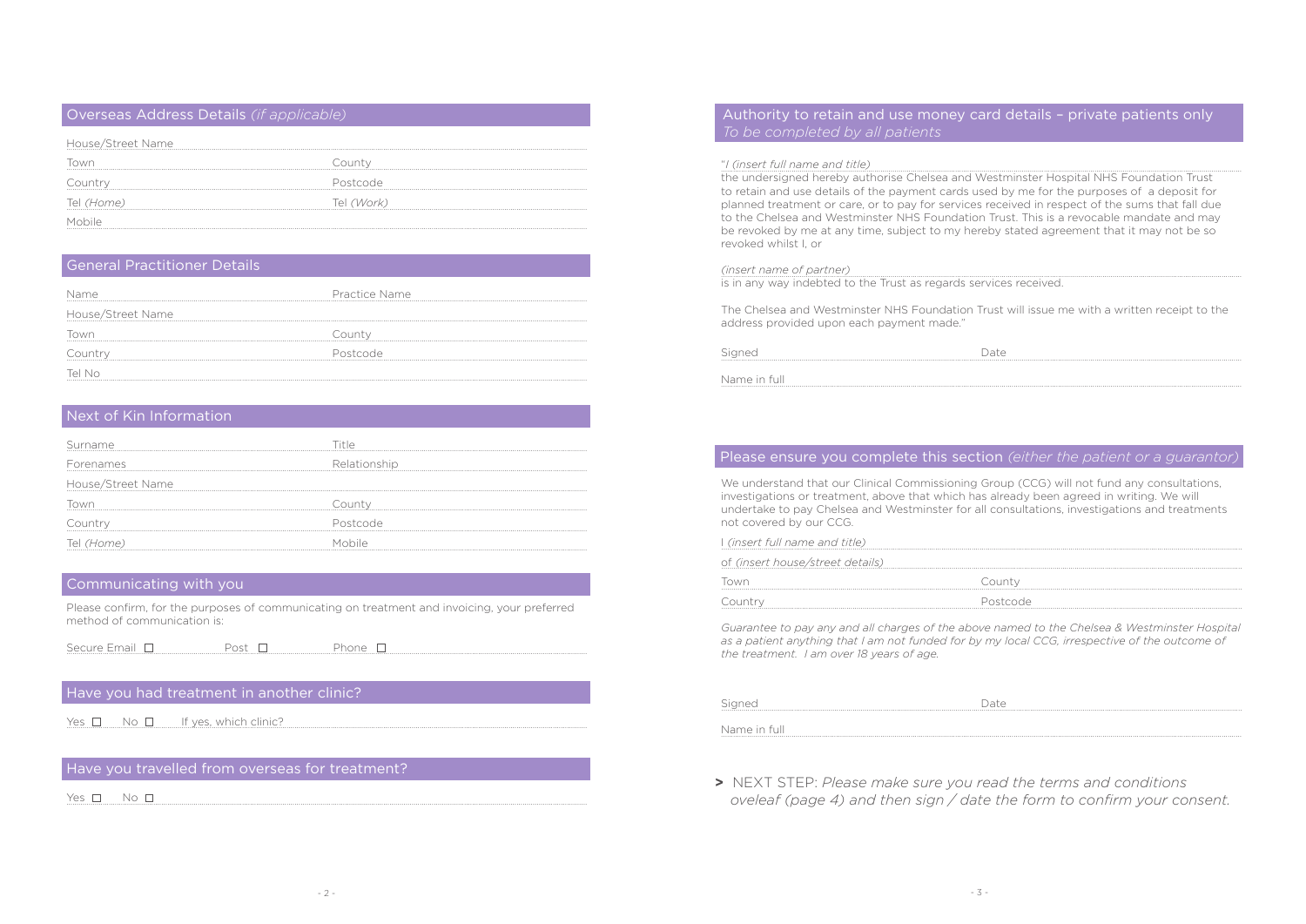## Overseas Address Details *(if applicable)*

House/Street Name

Town | County

Country | Postcode

Tel *(Home)* | Tel *(Work)*

Mobile

## General Practitioner Details

Name | Practice Name

House/Street Name

Town | County

Country | Postcode

Tel No

## Next of Kin Information

Surname | Title

Forenames | Relationship

House/Street Name

Town | County

Country | Postcode

Tel *(Home)* | Mobile

## Communicating with you

Please confirm, for the purposes of communicating on treatment and invoicing, your preferred method of communication is:

Secure Email ☐ Post ☐ Phone ☐

## Have you had treatment in another clinic?

Yes ☐ No ☐ If yes, which clinic?

## Have you travelled from overseas for treatment?

Yes ☐ No ☐

## Authority to retain and use money card details – private patients only *To be completed by all patients*

"I *(insert full name and title)*

the undersigned hereby authorise Chelsea and Westminster Hospital NHS Foundation Trust to retain and use details of the payment cards used by me for the purposes of a deposit for planned treatment or care, or to pay for services received in respect of the sums that fall due to the Chelsea and Westminster NHS Foundation Trust. This is a revocable mandate and may be revoked by me at any time, subject to my hereby stated agreement that it may not be so revoked whilst I, or

*(insert name of partner)*

is in any way indebted to the Trust as regards services received.

The Chelsea and Westminster NHS Foundation Trust will issue me with a written receipt to the address provided upon each payment made."

Signed | Date

Name in full

## Please ensure you complete this section *(either the patient or a guarantor)*

We understand that our Clinical Commissioning Group (CCG) will not fund any consultations, investigations or treatment, above that which has already been agreed in writing. We will undertake to pay Chelsea and Westminster for all consultations, investigations and treatments not covered by our CCG.

I *(insert full name and title)*

of *(insert house/street details)*

Town | County

Country | Postcode

*Guarantee to pay any and all charges of the above named to the Chelsea & Westminster Hospital as a patient anything that I am not funded for by my local CCG, irrespective of the outcome of the treatment. I am over 18 years of age.*

Signed | Date

Name in full

**>** NEXT STEP: *Please make sure you read the terms and conditions oveleaf (page 4) and then sign / date the form to confirm your consent.*